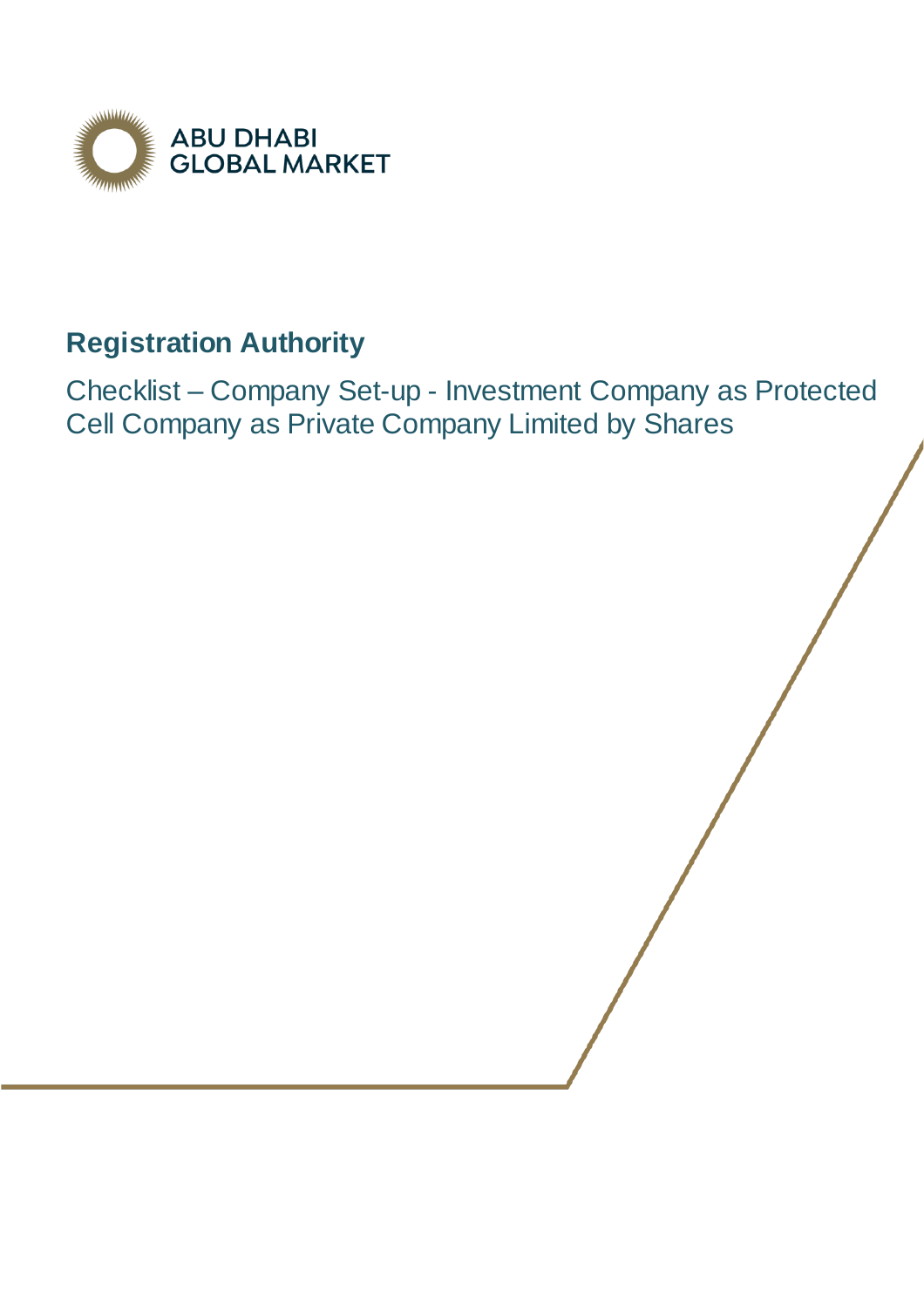ABU DHABI GLOBAL MARKET

# Registration Authority

## Checklist – Company Set-up - Investment Company as Protected Cell Company as Private Company Limited by Shares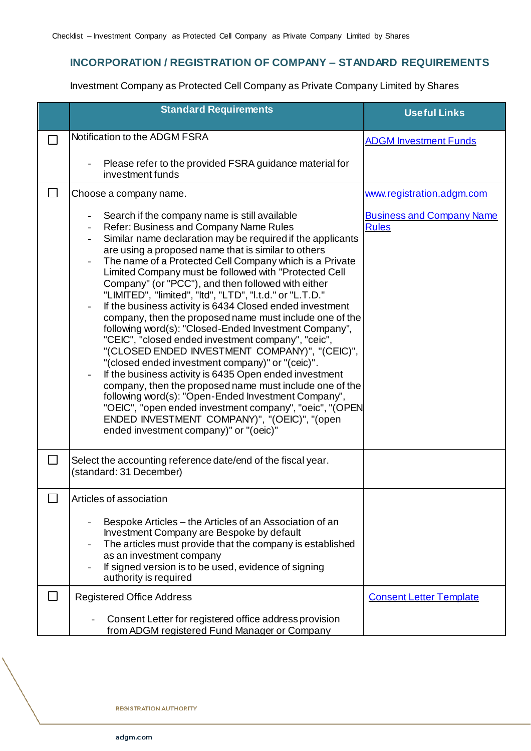## INCORPORATION / REGISTRATION OF COMPANY – STANDARD REQUIREMENTS

Investment Company as Protected Cell Company as Private Company Limited by Shares

| | Standard Requirements | Useful Links |
|---|---|---|
| ☐ | Notification to the ADGM FSRA<br><br>- Please refer to the provided FSRA guidance material for investment funds | ADGM Investment Funds |
| ☐ | Choose a company name.<br><br>- Search if the company name is still available<br>- Refer: Business and Company Name Rules<br>- Similar name declaration may be required if the applicants are using a proposed name that is similar to others<br>- The name of a Protected Cell Company which is a Private Limited Company must be followed with "Protected Cell Company" (or "PCC"), and then followed with either "LIMITED", "limited", "ltd", "LTD", "l.t.d." or "L.T.D."<br>- If the business activity is 6434 Closed ended investment company, then the proposed name must include one of the following word(s): "Closed-Ended Investment Company", "CEIC", "closed ended investment company", "ceic", "(CLOSED ENDED INVESTMENT COMPANY)", "(CEIC)", "(closed ended investment company)" or "(ceic)".<br>- If the business activity is 6435 Open ended investment company, then the proposed name must include one of the following word(s): "Open-Ended Investment Company", "OEIC", "open ended investment company", "oeic", "(OPEN ENDED INVESTMENT COMPANY)", "(OEIC)", "(open ended investment company)" or "(oeic)" | www.registration.adgm.com<br><br>Business and Company Name Rules |
| ☐ | Select the accounting reference date/end of the fiscal year. (standard: 31 December) | |
| ☐ | Articles of association<br><br>- Bespoke Articles – the Articles of an Association of an Investment Company are Bespoke by default<br>- The articles must provide that the company is established as an investment company<br>- If signed version is to be used, evidence of signing authority is required | |
| ☐ | Registered Office Address<br><br>- Consent Letter for registered office address provision from ADGM registered Fund Manager or Company | Consent Letter Template |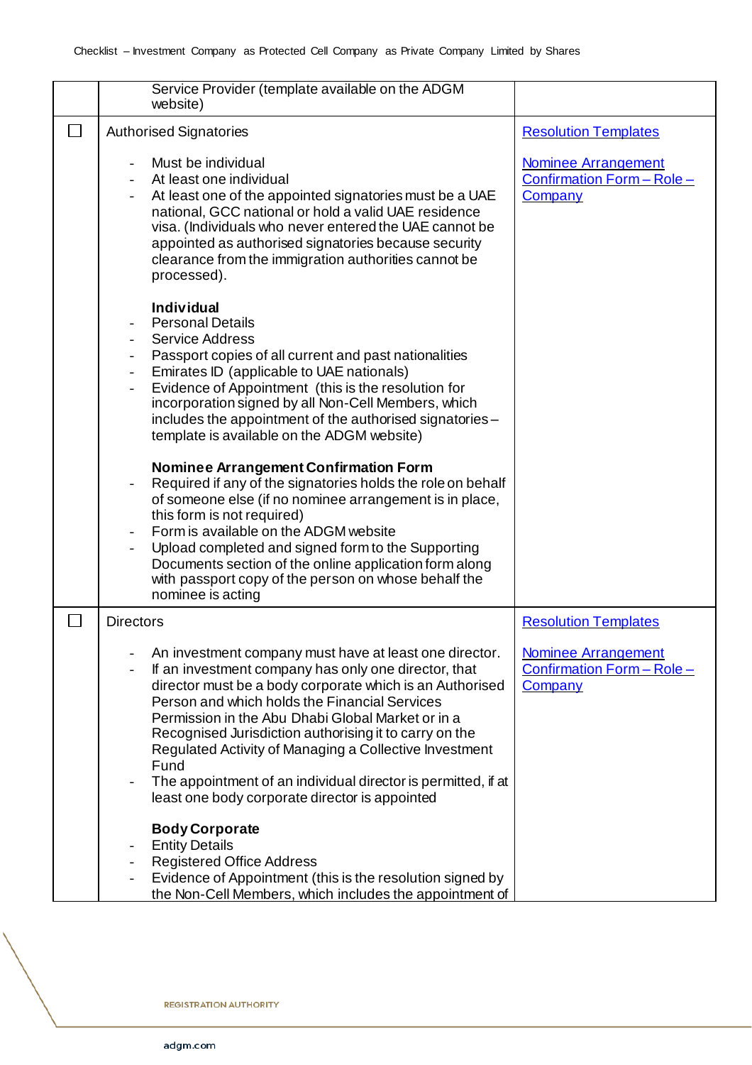| | | |
|---|---|---|
| | Service Provider (template available on the ADGM website) | |
| ☐ | Authorised Signatories<br><br>- Must be individual<br>- At least one individual<br>- At least one of the appointed signatories must be a UAE national, GCC national or hold a valid UAE residence visa. (Individuals who never entered the UAE cannot be appointed as authorised signatories because security clearance from the immigration authorities cannot be processed).<br><br>**Individual**<br>- Personal Details<br>- Service Address<br>- Passport copies of all current and past nationalities<br>- Emirates ID (applicable to UAE nationals)<br>- Evidence of Appointment (this is the resolution for incorporation signed by all Non-Cell Members, which includes the appointment of the authorised signatories – template is available on the ADGM website)<br><br>**Nominee Arrangement Confirmation Form**<br>- Required if any of the signatories holds the role on behalf of someone else (if no nominee arrangement is in place, this form is not required)<br>- Form is available on the ADGM website<br>- Upload completed and signed form to the Supporting Documents section of the online application form along with passport copy of the person on whose behalf the nominee is acting | Resolution Templates<br><br>Nominee Arrangement Confirmation Form – Role – Company |
| ☐ | Directors<br><br>- An investment company must have at least one director.<br>- If an investment company has only one director, that director must be a body corporate which is an Authorised Person and which holds the Financial Services Permission in the Abu Dhabi Global Market or in a Recognised Jurisdiction authorising it to carry on the Regulated Activity of Managing a Collective Investment Fund<br>- The appointment of an individual director is permitted, if at least one body corporate director is appointed<br><br>**Body Corporate**<br>- Entity Details<br>- Registered Office Address<br>- Evidence of Appointment (this is the resolution signed by the Non-Cell Members, which includes the appointment of | Resolution Templates<br><br>Nominee Arrangement Confirmation Form – Role – Company |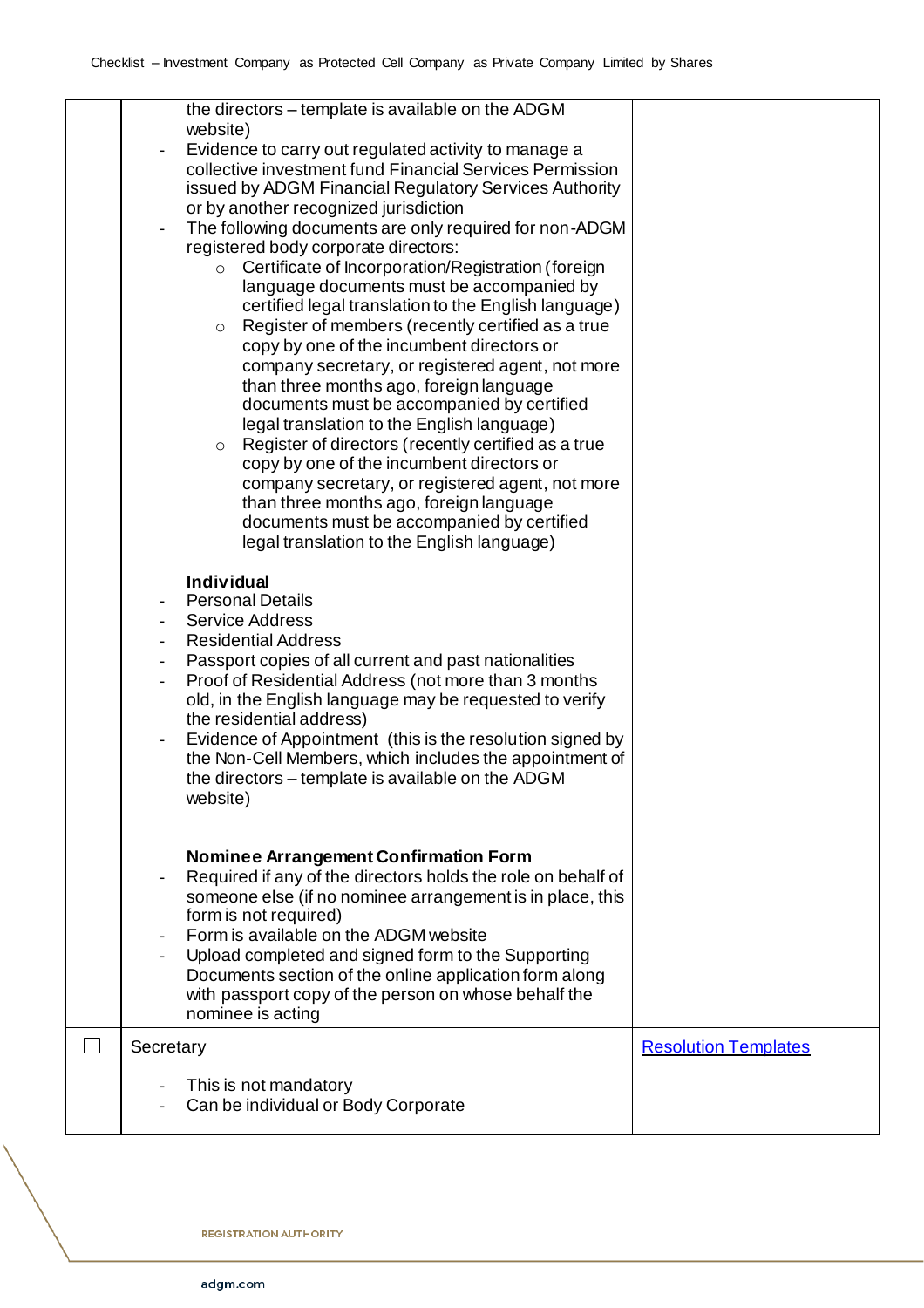| | | |
|---|---|---|
| | the directors – template is available on the ADGM website)<br>- Evidence to carry out regulated activity to manage a collective investment fund Financial Services Permission issued by ADGM Financial Regulatory Services Authority or by another recognized jurisdiction<br>- The following documents are only required for non-ADGM registered body corporate directors:<br>&nbsp;&nbsp;&nbsp;&nbsp;○ Certificate of Incorporation/Registration (foreign language documents must be accompanied by certified legal translation to the English language)<br>&nbsp;&nbsp;&nbsp;&nbsp;○ Register of members (recently certified as a true copy by one of the incumbent directors or company secretary, or registered agent, not more than three months ago, foreign language documents must be accompanied by certified legal translation to the English language)<br>&nbsp;&nbsp;&nbsp;&nbsp;○ Register of directors (recently certified as a true copy by one of the incumbent directors or company secretary, or registered agent, not more than three months ago, foreign language documents must be accompanied by certified legal translation to the English language)<br><br>**Individual**<br>- Personal Details<br>- Service Address<br>- Residential Address<br>- Passport copies of all current and past nationalities<br>- Proof of Residential Address (not more than 3 months old, in the English language may be requested to verify the residential address)<br>- Evidence of Appointment (this is the resolution signed by the Non-Cell Members, which includes the appointment of the directors – template is available on the ADGM website)<br><br>**Nominee Arrangement Confirmation Form**<br>- Required if any of the directors holds the role on behalf of someone else (if no nominee arrangement is in place, this form is not required)<br>- Form is available on the ADGM website<br>- Upload completed and signed form to the Supporting Documents section of the online application form along with passport copy of the person on whose behalf the nominee is acting | |
| ☐ | Secretary<br><br>- This is not mandatory<br>- Can be individual or Body Corporate | Resolution Templates |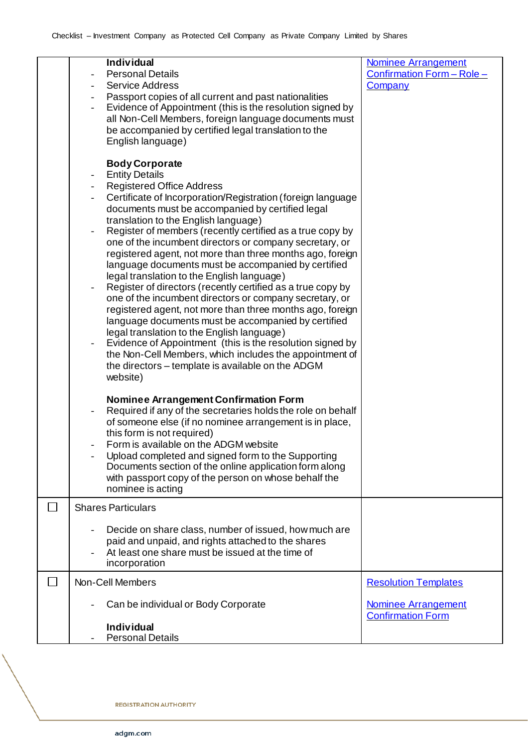|  |  |  |
|---|---|---|
|  | **Individual**<br>- Personal Details<br>- Service Address<br>- Passport copies of all current and past nationalities<br>- Evidence of Appointment (this is the resolution signed by all Non-Cell Members, foreign language documents must be accompanied by certified legal translation to the English language)<br><br>**Body Corporate**<br>- Entity Details<br>- Registered Office Address<br>- Certificate of Incorporation/Registration (foreign language documents must be accompanied by certified legal translation to the English language)<br>- Register of members (recently certified as a true copy by one of the incumbent directors or company secretary, or registered agent, not more than three months ago, foreign language documents must be accompanied by certified legal translation to the English language)<br>- Register of directors (recently certified as a true copy by one of the incumbent directors or company secretary, or registered agent, not more than three months ago, foreign language documents must be accompanied by certified legal translation to the English language)<br>- Evidence of Appointment (this is the resolution signed by the Non-Cell Members, which includes the appointment of the directors – template is available on the ADGM website)<br><br>**Nominee Arrangement Confirmation Form**<br>- Required if any of the secretaries holds the role on behalf of someone else (if no nominee arrangement is in place, this form is not required)<br>- Form is available on the ADGM website<br>- Upload completed and signed form to the Supporting Documents section of the online application form along with passport copy of the person on whose behalf the nominee is acting | Nominee Arrangement Confirmation Form – Role – Company |
| ☐ | Shares Particulars<br><br>- Decide on share class, number of issued, how much are paid and unpaid, and rights attached to the shares<br>- At least one share must be issued at the time of incorporation |  |
| ☐ | Non-Cell Members<br><br>- Can be individual or Body Corporate<br><br>**Individual**<br>- Personal Details | Resolution Templates<br><br>Nominee Arrangement Confirmation Form |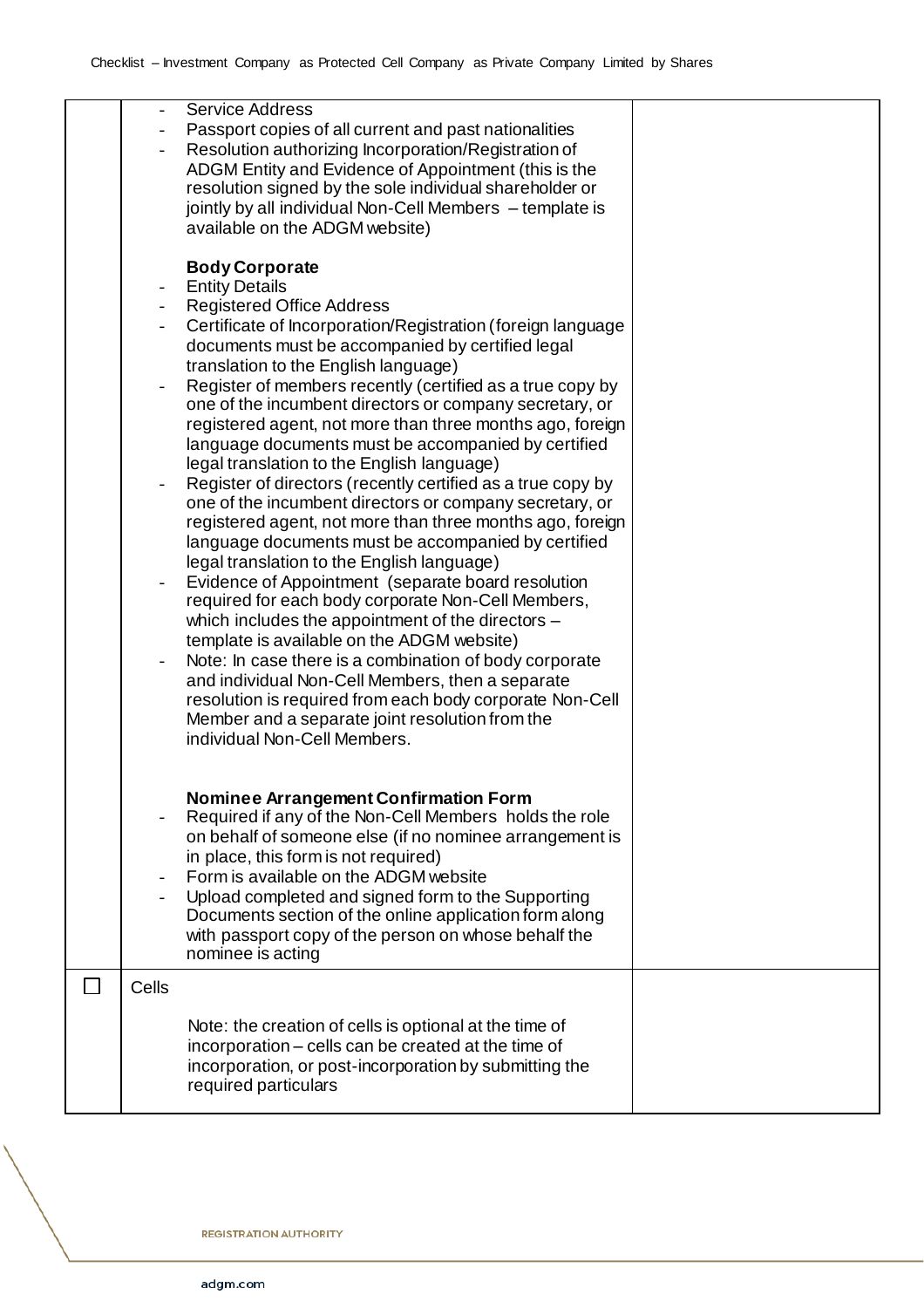| | | |
|---|---|---|
| | - Service Address<br>- Passport copies of all current and past nationalities<br>- Resolution authorizing Incorporation/Registration of ADGM Entity and Evidence of Appointment (this is the resolution signed by the sole individual shareholder or jointly by all individual Non-Cell Members – template is available on the ADGM website)<br><br>**Body Corporate**<br>- Entity Details<br>- Registered Office Address<br>- Certificate of Incorporation/Registration (foreign language documents must be accompanied by certified legal translation to the English language)<br>- Register of members recently (certified as a true copy by one of the incumbent directors or company secretary, or registered agent, not more than three months ago, foreign language documents must be accompanied by certified legal translation to the English language)<br>- Register of directors (recently certified as a true copy by one of the incumbent directors or company secretary, or registered agent, not more than three months ago, foreign language documents must be accompanied by certified legal translation to the English language)<br>- Evidence of Appointment (separate board resolution required for each body corporate Non-Cell Members, which includes the appointment of the directors – template is available on the ADGM website)<br>- Note: In case there is a combination of body corporate and individual Non-Cell Members, then a separate resolution is required from each body corporate Non-Cell Member and a separate joint resolution from the individual Non-Cell Members.<br><br>**Nominee Arrangement Confirmation Form**<br>- Required if any of the Non-Cell Members holds the role on behalf of someone else (if no nominee arrangement is in place, this form is not required)<br>- Form is available on the ADGM website<br>- Upload completed and signed form to the Supporting Documents section of the online application form along with passport copy of the person on whose behalf the nominee is acting | |
| ☐ | Cells<br><br>Note: the creation of cells is optional at the time of incorporation – cells can be created at the time of incorporation, or post-incorporation by submitting the required particulars | |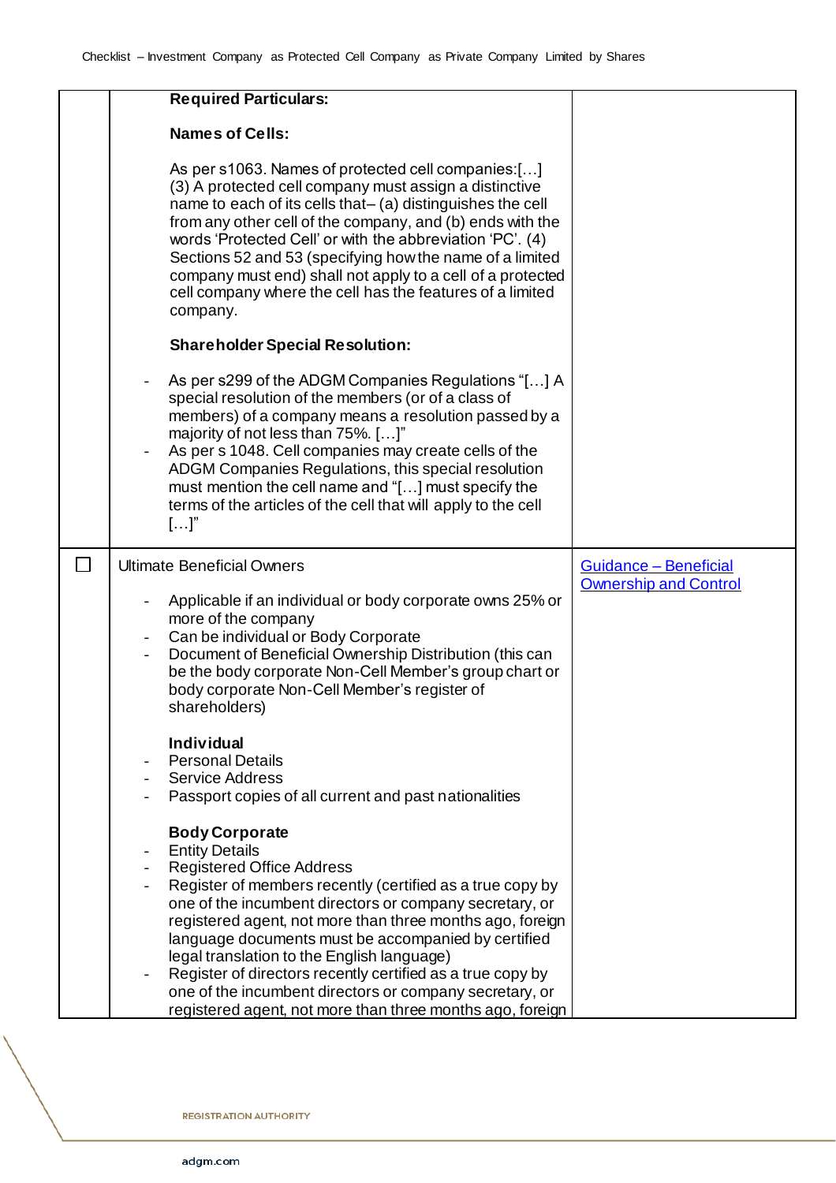| | | |
|---|---|---|
| | **Required Particulars:**<br><br>**Names of Cells:**<br><br>As per s1063. Names of protected cell companies:[…] (3) A protected cell company must assign a distinctive name to each of its cells that– (a) distinguishes the cell from any other cell of the company, and (b) ends with the words 'Protected Cell' or with the abbreviation 'PC'. (4) Sections 52 and 53 (specifying how the name of a limited company must end) shall not apply to a cell of a protected cell company where the cell has the features of a limited company.<br><br>**Shareholder Special Resolution:**<br><br>- As per s299 of the ADGM Companies Regulations "[…] A special resolution of the members (or of a class of members) of a company means a resolution passed by a majority of not less than 75%. […]"<br>- As per s 1048. Cell companies may create cells of the ADGM Companies Regulations, this special resolution must mention the cell name and "[…] must specify the terms of the articles of the cell that will apply to the cell […]" | |
| ☐ | Ultimate Beneficial Owners<br><br>- Applicable if an individual or body corporate owns 25% or more of the company<br>- Can be individual or Body Corporate<br>- Document of Beneficial Ownership Distribution (this can be the body corporate Non-Cell Member's group chart or body corporate Non-Cell Member's register of shareholders)<br><br>**Individual**<br>- Personal Details<br>- Service Address<br>- Passport copies of all current and past nationalities<br><br>**Body Corporate**<br>- Entity Details<br>- Registered Office Address<br>- Register of members recently (certified as a true copy by one of the incumbent directors or company secretary, or registered agent, not more than three months ago, foreign language documents must be accompanied by certified legal translation to the English language)<br>- Register of directors recently certified as a true copy by one of the incumbent directors or company secretary, or registered agent, not more than three months ago, foreign | Guidance – Beneficial Ownership and Control |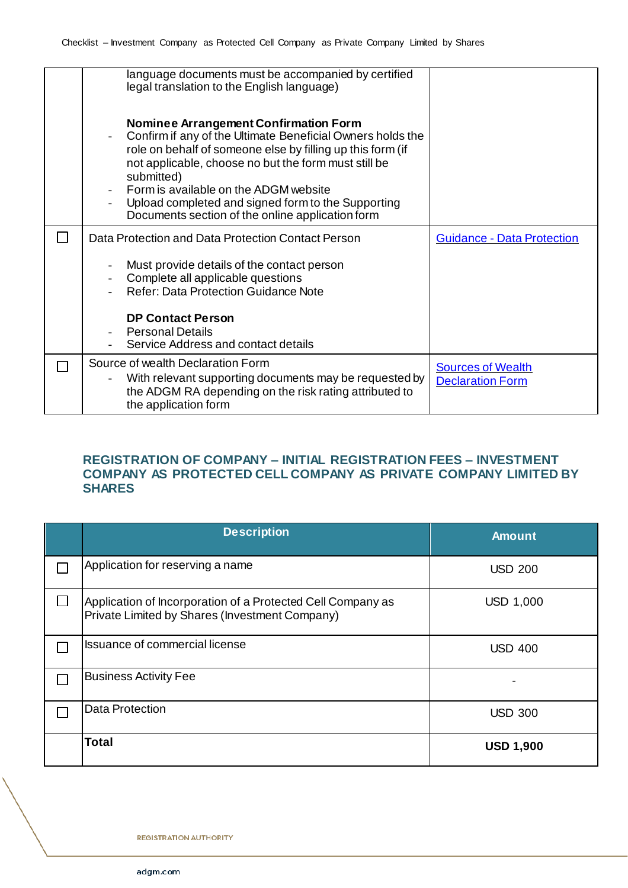| | | |
|---|---|---|
| | language documents must be accompanied by certified legal translation to the English language)<br><br>**Nominee Arrangement Confirmation Form**<br>- Confirm if any of the Ultimate Beneficial Owners holds the role on behalf of someone else by filling up this form (if not applicable, choose no but the form must still be submitted)<br>- Form is available on the ADGM website<br>- Upload completed and signed form to the Supporting Documents section of the online application form | |
| ☐ | Data Protection and Data Protection Contact Person<br><br>- Must provide details of the contact person<br>- Complete all applicable questions<br>- Refer: Data Protection Guidance Note<br><br>**DP Contact Person**<br>- Personal Details<br>- Service Address and contact details | Guidance - Data Protection |
| ☐ | Source of wealth Declaration Form<br>- With relevant supporting documents may be requested by the ADGM RA depending on the risk rating attributed to the application form | Sources of Wealth Declaration Form |

## REGISTRATION OF COMPANY – INITIAL REGISTRATION FEES – INVESTMENT COMPANY AS PROTECTED CELL COMPANY AS PRIVATE COMPANY LIMITED BY SHARES

| | Description | Amount |
|---|---|---|
| ☐ | Application for reserving a name | USD 200 |
| ☐ | Application of Incorporation of a Protected Cell Company as Private Limited by Shares (Investment Company) | USD 1,000 |
| ☐ | Issuance of commercial license | USD 400 |
| ☐ | Business Activity Fee | - |
| ☐ | Data Protection | USD 300 |
| | **Total** | **USD 1,900** |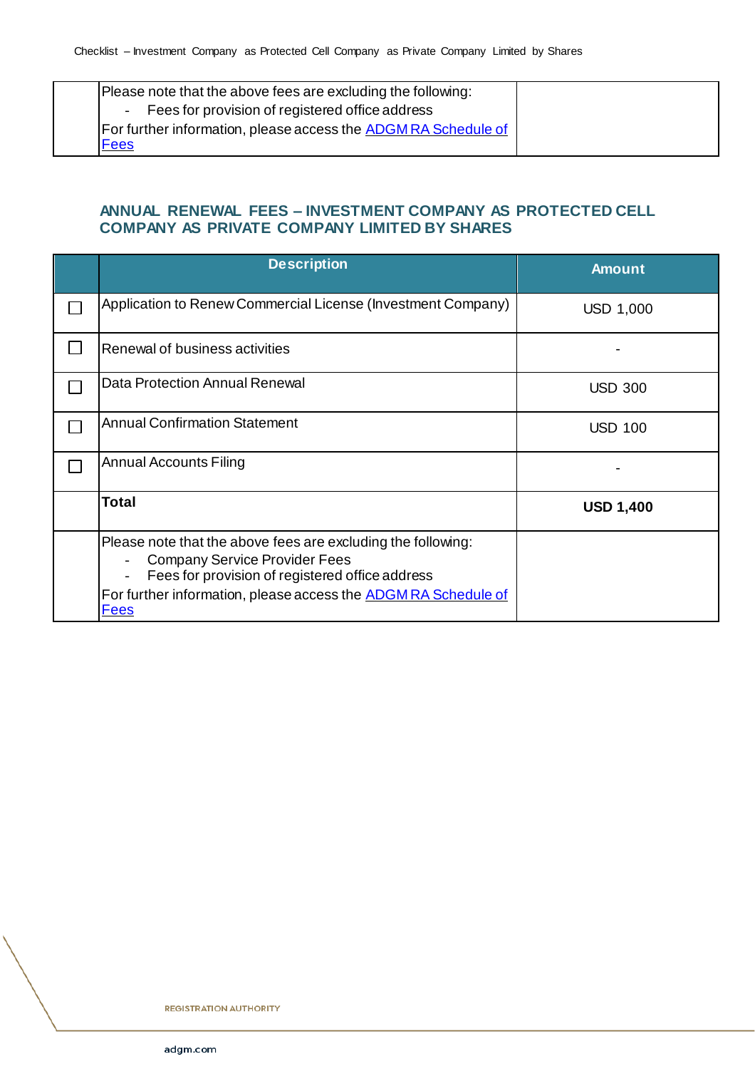| | | |
|---|---|---|
| | Please note that the above fees are excluding the following:<br>- Fees for provision of registered office address<br>For further information, please access the ADGM RA Schedule of Fees | |

## ANNUAL RENEWAL FEES – INVESTMENT COMPANY AS PROTECTED CELL COMPANY AS PRIVATE COMPANY LIMITED BY SHARES

| | Description | Amount |
|---|---|---|
| ☐ | Application to Renew Commercial License (Investment Company) | USD 1,000 |
| ☐ | Renewal of business activities | - |
| ☐ | Data Protection Annual Renewal | USD 300 |
| ☐ | Annual Confirmation Statement | USD 100 |
| ☐ | Annual Accounts Filing | - |
| | **Total** | **USD 1,400** |
| | Please note that the above fees are excluding the following:<br>- Company Service Provider Fees<br>- Fees for provision of registered office address<br>For further information, please access the ADGM RA Schedule of Fees | |